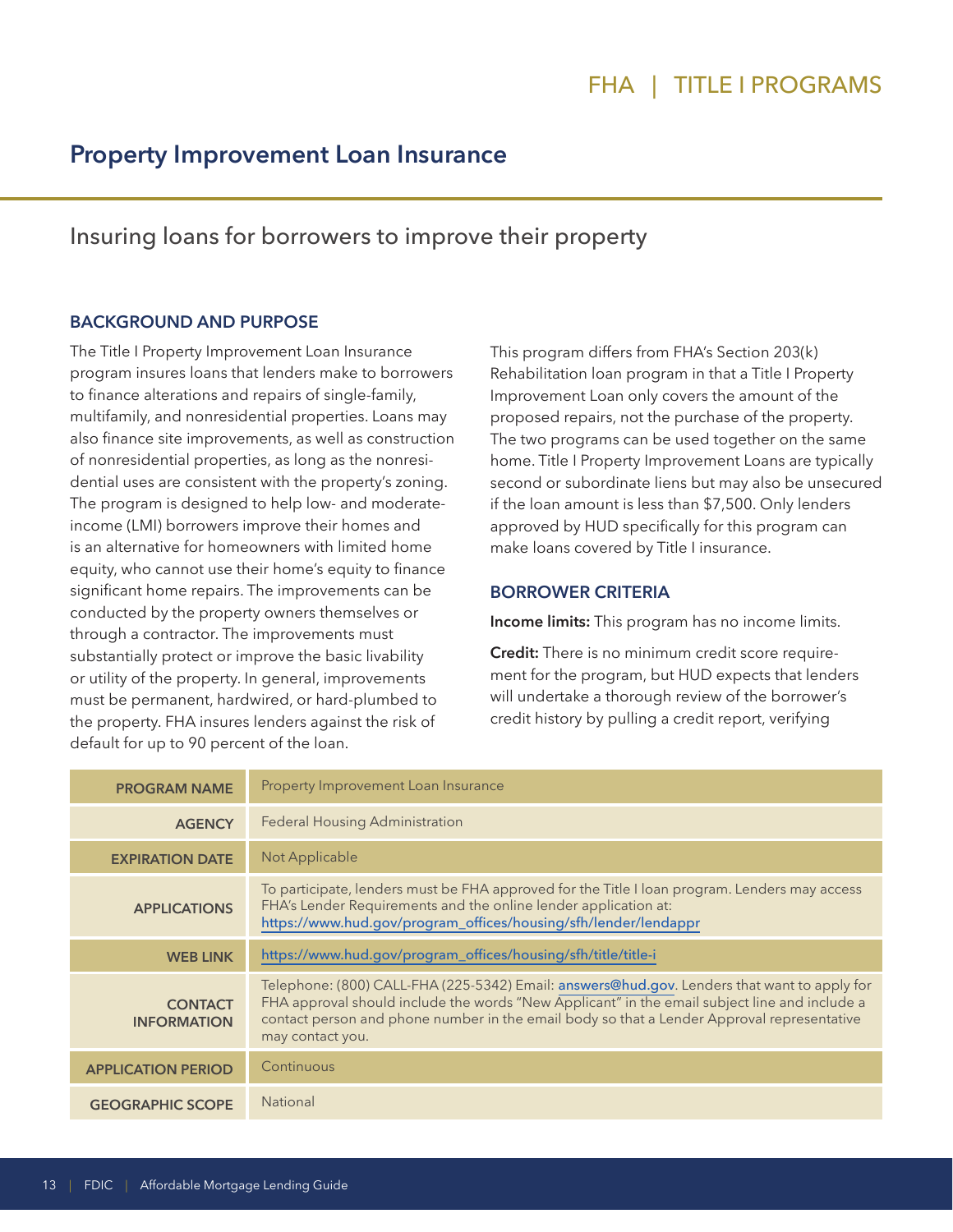# FHA | TITLE I PROGRAMS

## Property Improvement Loan Insurance

### Insuring loans for borrowers to improve their property

#### BACKGROUND AND PURPOSE

The Title I Property Improvement Loan Insurance program insures loans that lenders make to borrowers to finance alterations and repairs of single-family, multifamily, and nonresidential properties. Loans may also finance site improvements, as well as construction of nonresidential properties, as long as the nonresidential uses are consistent with the property's zoning. The program is designed to help low- and moderate-income (LMI) borrowers improve their homes and is an alternative for homeowners with limited home equity, who cannot use their home's equity to finance significant home repairs. The improvements can be conducted by the property owners themselves or through a contractor. The improvements must substantially protect or improve the basic livability or utility of the property. In general, improvements must be permanent, hardwired, or hard-plumbed to the property. FHA insures lenders against the risk of default for up to 90 percent of the loan.

This program differs from FHA's Section 203(k) Rehabilitation loan program in that a Title I Property Improvement Loan only covers the amount of the proposed repairs, not the purchase of the property. The two programs can be used together on the same home. Title I Property Improvement Loans are typically second or subordinate liens but may also be unsecured if the loan amount is less than $7,500. Only lenders approved by HUD specifically for this program can make loans covered by Title I insurance.

#### BORROWER CRITERIA

**Income limits:** This program has no income limits.

**Credit:** There is no minimum credit score requirement for the program, but HUD expects that lenders will undertake a thorough review of the borrower's credit history by pulling a credit report, verifying

| | |
|---|---|
| **PROGRAM NAME** | Property Improvement Loan Insurance |
| **AGENCY** | Federal Housing Administration |
| **EXPIRATION DATE** | Not Applicable |
| **APPLICATIONS** | To participate, lenders must be FHA approved for the Title I loan program. Lenders may access FHA's Lender Requirements and the online lender application at: https://www.hud.gov/program_offices/housing/sfh/lender/lendappr |
| **WEB LINK** | https://www.hud.gov/program_offices/housing/sfh/title/title-i |
| **CONTACT INFORMATION** | Telephone: (800) CALL-FHA (225-5342) Email: answers@hud.gov. Lenders that want to apply for FHA approval should include the words "New Applicant" in the email subject line and include a contact person and phone number in the email body so that a Lender Approval representative may contact you. |
| **APPLICATION PERIOD** | Continuous |
| **GEOGRAPHIC SCOPE** | National |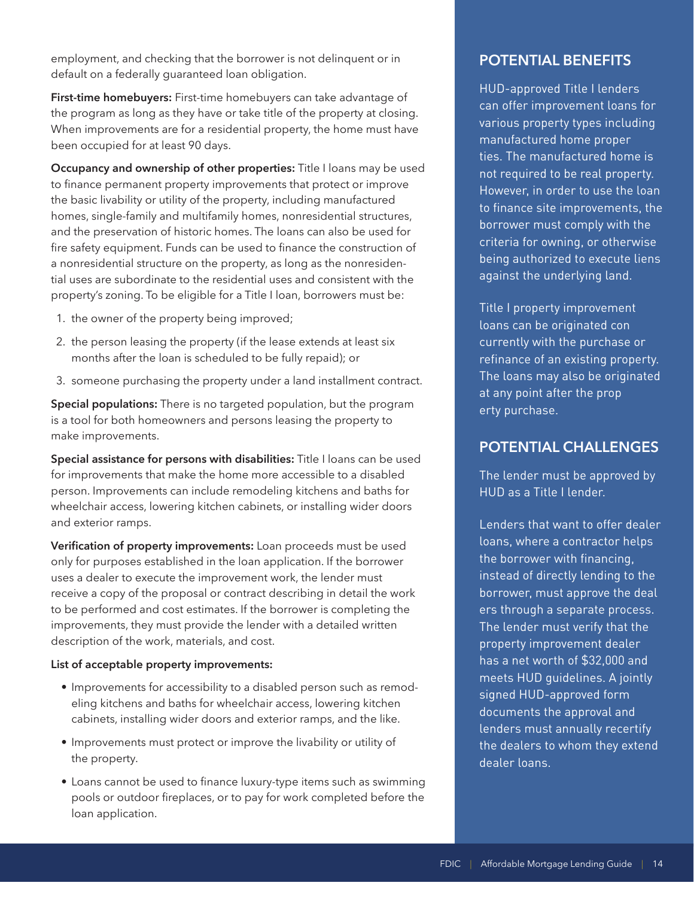employment, and checking that the borrower is not delinquent or in default on a federally guaranteed loan obligation.

**First-time homebuyers:** First-time homebuyers can take advantage of the program as long as they have or take title of the property at closing. When improvements are for a residential property, the home must have been occupied for at least 90 days.

**Occupancy and ownership of other properties:** Title I loans may be used to finance permanent property improvements that protect or improve the basic livability or utility of the property, including manufactured homes, single-family and multifamily homes, nonresidential structures, and the preservation of historic homes. The loans can also be used for fire safety equipment. Funds can be used to finance the construction of a nonresidential structure on the property, as long as the nonresidential uses are subordinate to the residential uses and consistent with the property's zoning. To be eligible for a Title I loan, borrowers must be:

1. the owner of the property being improved;
2. the person leasing the property (if the lease extends at least six months after the loan is scheduled to be fully repaid); or
3. someone purchasing the property under a land installment contract.

**Special populations:** There is no targeted population, but the program is a tool for both homeowners and persons leasing the property to make improvements.

**Special assistance for persons with disabilities:** Title I loans can be used for improvements that make the home more accessible to a disabled person. Improvements can include remodeling kitchens and baths for wheelchair access, lowering kitchen cabinets, or installing wider doors and exterior ramps.

**Verification of property improvements:** Loan proceeds must be used only for purposes established in the loan application. If the borrower uses a dealer to execute the improvement work, the lender must receive a copy of the proposal or contract describing in detail the work to be performed and cost estimates. If the borrower is completing the improvements, they must provide the lender with a detailed written description of the work, materials, and cost.

**List of acceptable property improvements:**

- Improvements for accessibility to a disabled person such as remodeling kitchens and baths for wheelchair access, lowering kitchen cabinets, installing wider doors and exterior ramps, and the like.
- Improvements must protect or improve the livability or utility of the property.
- Loans cannot be used to finance luxury-type items such as swimming pools or outdoor fireplaces, or to pay for work completed before the loan application.

## POTENTIAL BENEFITS

HUD-approved Title I lenders can offer improvement loans for various property types including manufactured home properties. The manufactured home is not required to be real property. However, in order to use the loan to finance site improvements, the borrower must comply with the criteria for owning, or otherwise being authorized to execute liens against the underlying land.

Title I property improvement loans can be originated concurrently with the purchase or refinance of an existing property. The loans may also be originated at any point after the property purchase.

## POTENTIAL CHALLENGES

The lender must be approved by HUD as a Title I lender.

Lenders that want to offer dealer loans, where a contractor helps the borrower with financing, instead of directly lending to the borrower, must approve the dealers through a separate process. The lender must verify that the property improvement dealer has a net worth of $32,000 and meets HUD guidelines. A jointly signed HUD-approved form documents the approval and lenders must annually recertify the dealers to whom they extend dealer loans.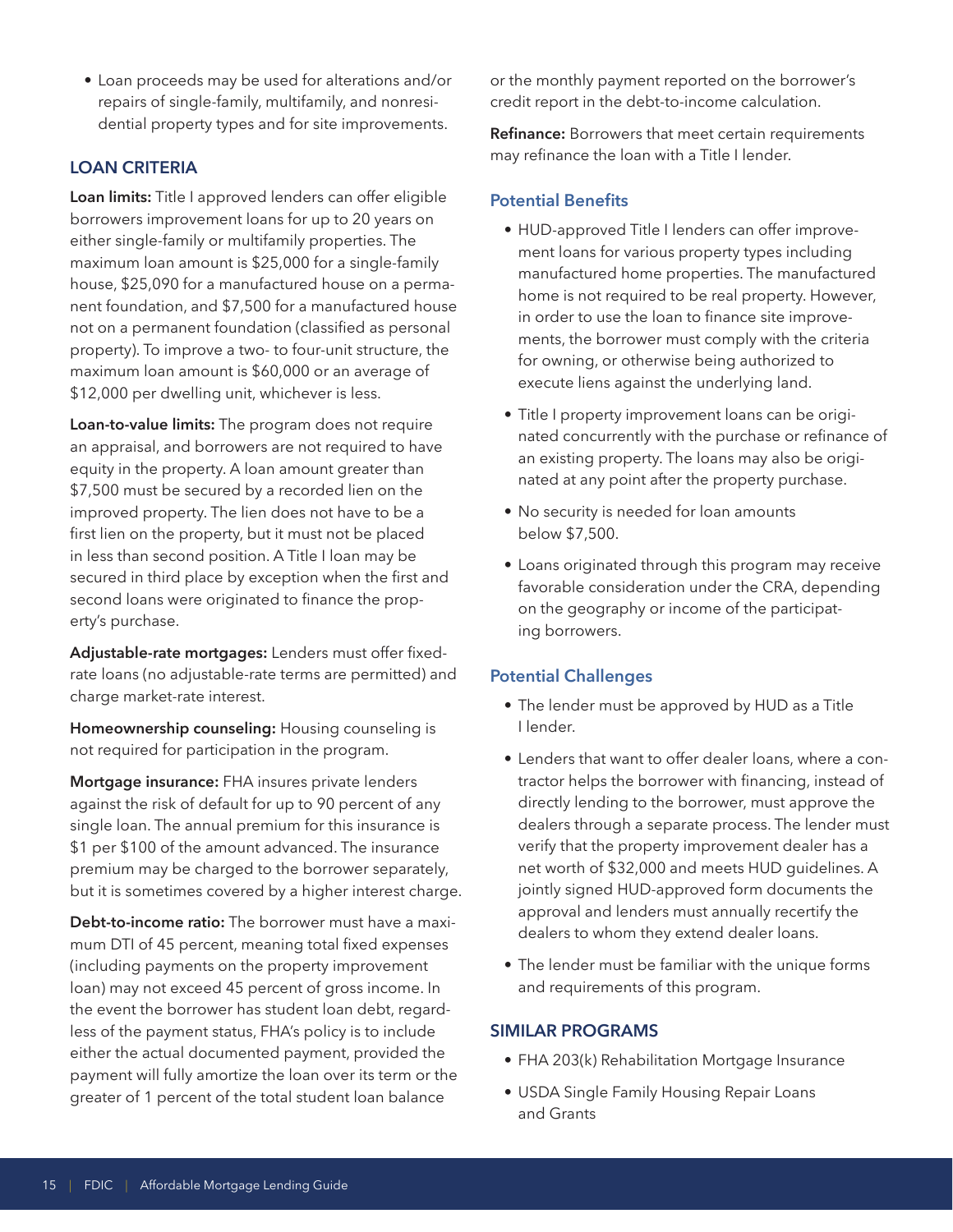- Loan proceeds may be used for alterations and/or repairs of single-family, multifamily, and nonresidential property types and for site improvements.

## LOAN CRITERIA

**Loan limits:** Title I approved lenders can offer eligible borrowers improvement loans for up to 20 years on either single-family or multifamily properties. The maximum loan amount is $25,000 for a single-family house, $25,090 for a manufactured house on a permanent foundation, and $7,500 for a manufactured house not on a permanent foundation (classified as personal property). To improve a two- to four-unit structure, the maximum loan amount is $60,000 or an average of $12,000 per dwelling unit, whichever is less.

**Loan-to-value limits:** The program does not require an appraisal, and borrowers are not required to have equity in the property. A loan amount greater than $7,500 must be secured by a recorded lien on the improved property. The lien does not have to be a first lien on the property, but it must not be placed in less than second position. A Title I loan may be secured in third place by exception when the first and second loans were originated to finance the property's purchase.

**Adjustable-rate mortgages:** Lenders must offer fixed-rate loans (no adjustable-rate terms are permitted) and charge market-rate interest.

**Homeownership counseling:** Housing counseling is not required for participation in the program.

**Mortgage insurance:** FHA insures private lenders against the risk of default for up to 90 percent of any single loan. The annual premium for this insurance is $1 per $100 of the amount advanced. The insurance premium may be charged to the borrower separately, but it is sometimes covered by a higher interest charge.

**Debt-to-income ratio:** The borrower must have a maximum DTI of 45 percent, meaning total fixed expenses (including payments on the property improvement loan) may not exceed 45 percent of gross income. In the event the borrower has student loan debt, regardless of the payment status, FHA's policy is to include either the actual documented payment, provided the payment will fully amortize the loan over its term or the greater of 1 percent of the total student loan balance or the monthly payment reported on the borrower's credit report in the debt-to-income calculation.

**Refinance:** Borrowers that meet certain requirements may refinance the loan with a Title I lender.

### Potential Benefits

- HUD-approved Title I lenders can offer improvement loans for various property types including manufactured home properties. The manufactured home is not required to be real property. However, in order to use the loan to finance site improvements, the borrower must comply with the criteria for owning, or otherwise being authorized to execute liens against the underlying land.
- Title I property improvement loans can be originated concurrently with the purchase or refinance of an existing property. The loans may also be originated at any point after the property purchase.
- No security is needed for loan amounts below $7,500.
- Loans originated through this program may receive favorable consideration under the CRA, depending on the geography or income of the participating borrowers.

### Potential Challenges

- The lender must be approved by HUD as a Title I lender.
- Lenders that want to offer dealer loans, where a contractor helps the borrower with financing, instead of directly lending to the borrower, must approve the dealers through a separate process. The lender must verify that the property improvement dealer has a net worth of $32,000 and meets HUD guidelines. A jointly signed HUD-approved form documents the approval and lenders must annually recertify the dealers to whom they extend dealer loans.
- The lender must be familiar with the unique forms and requirements of this program.

## SIMILAR PROGRAMS

- FHA 203(k) Rehabilitation Mortgage Insurance
- USDA Single Family Housing Repair Loans and Grants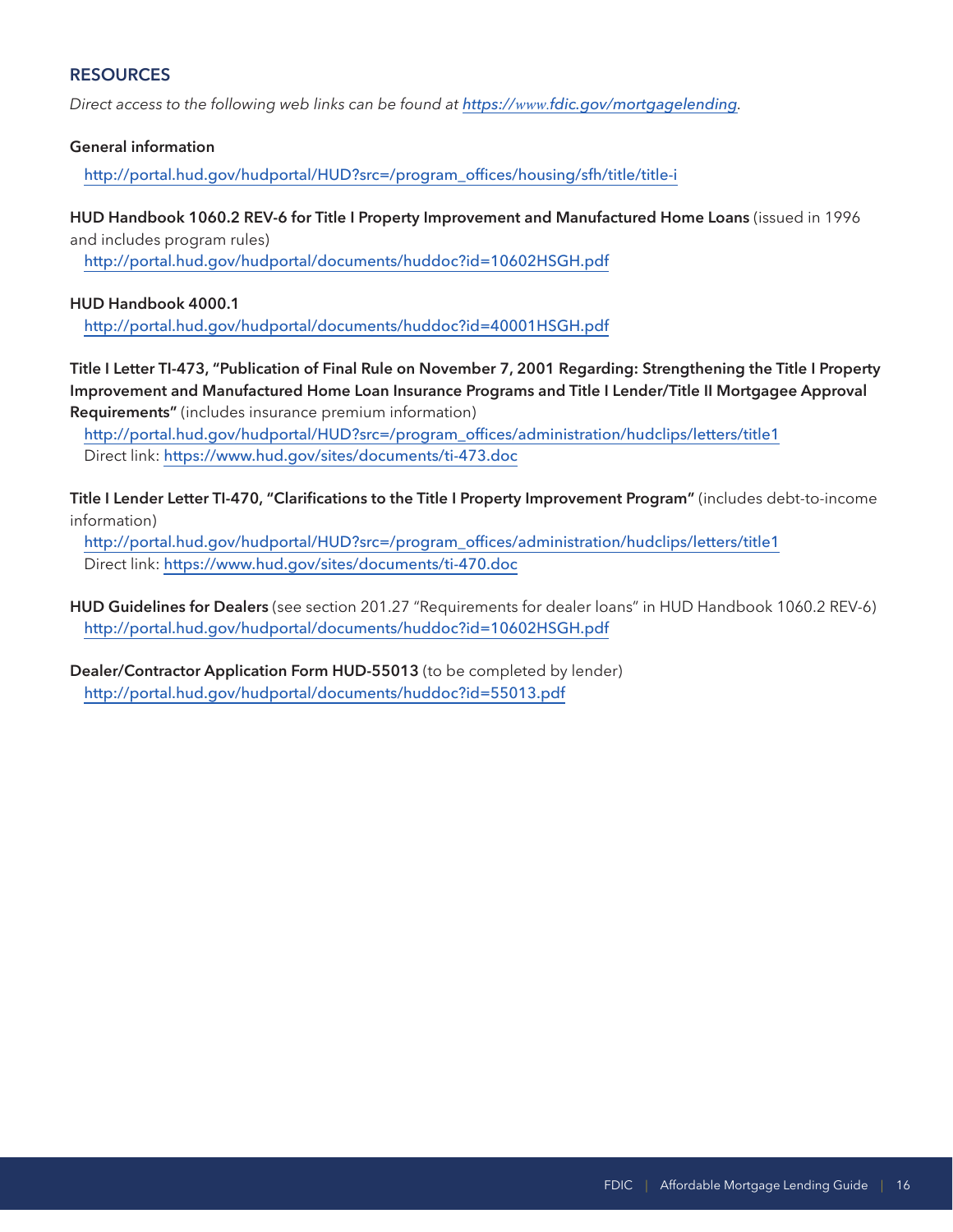## RESOURCES

*Direct access to the following web links can be found at [https://www.fdic.gov/mortgagelending](https://www.fdic.gov/mortgagelending).*

**General information**

http://portal.hud.gov/hudportal/HUD?src=/program_offices/housing/sfh/title/title-i

**HUD Handbook 1060.2 REV-6 for Title I Property Improvement and Manufactured Home Loans** (issued in 1996 and includes program rules)

http://portal.hud.gov/hudportal/documents/huddoc?id=10602HSGH.pdf

**HUD Handbook 4000.1**

http://portal.hud.gov/hudportal/documents/huddoc?id=40001HSGH.pdf

**Title I Letter TI-473, "Publication of Final Rule on November 7, 2001 Regarding: Strengthening the Title I Property Improvement and Manufactured Home Loan Insurance Programs and Title I Lender/Title II Mortgagee Approval Requirements"** (includes insurance premium information)

http://portal.hud.gov/hudportal/HUD?src=/program_offices/administration/hudclips/letters/title1

Direct link: https://www.hud.gov/sites/documents/ti-473.doc

**Title I Lender Letter TI-470, "Clarifications to the Title I Property Improvement Program"** (includes debt-to-income information)

http://portal.hud.gov/hudportal/HUD?src=/program_offices/administration/hudclips/letters/title1

Direct link: https://www.hud.gov/sites/documents/ti-470.doc

**HUD Guidelines for Dealers** (see section 201.27 "Requirements for dealer loans" in HUD Handbook 1060.2 REV-6)

http://portal.hud.gov/hudportal/documents/huddoc?id=10602HSGH.pdf

**Dealer/Contractor Application Form HUD-55013** (to be completed by lender)

http://portal.hud.gov/hudportal/documents/huddoc?id=55013.pdf